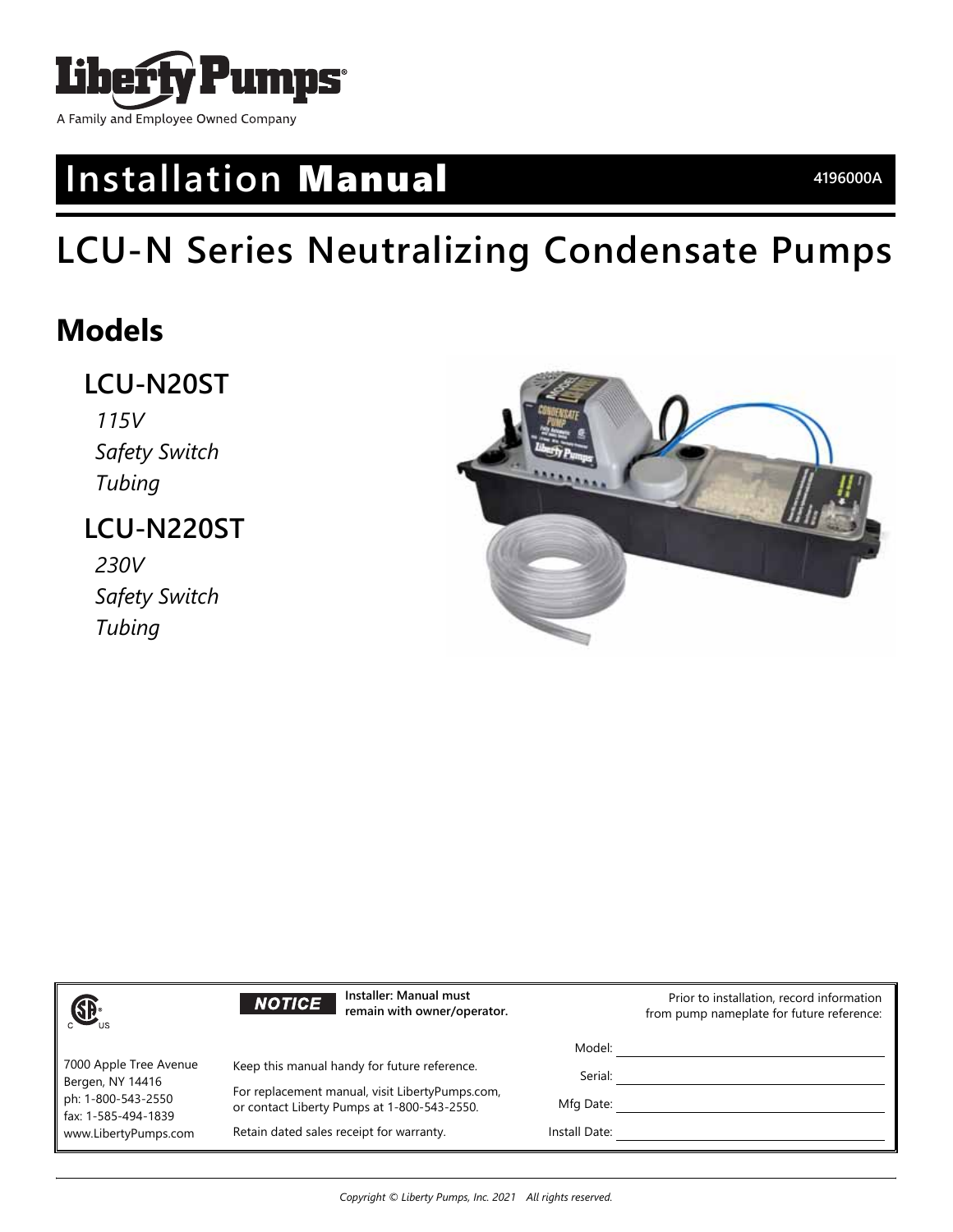Liberty Pumps®

A Family and Employee Owned Company

# Installation **Manual**

4196000A

# LCU-N Series Neutralizing Condensate Pumps

## Models

### LCU-N20ST

*115V*
*Safety Switch*
*Tubing*

### LCU-N220ST

*230V*
*Safety Switch*
*Tubing*

7000 Apple Tree Avenue
Bergen, NY 14416
ph: 1-800-543-2550
fax: 1-585-494-1839
www.LibertyPumps.com

**NOTICE** **Installer: Manual must remain with owner/operator.**

Keep this manual handy for future reference.

For replacement manual, visit LibertyPumps.com, or contact Liberty Pumps at 1-800-543-2550.

Retain dated sales receipt for warranty.

Prior to installation, record information from pump nameplate for future reference:

Model: ______________________

Serial: ______________________

Mfg Date: ______________________

Install Date: ______________________

Copyright © Liberty Pumps, Inc. 2021 All rights reserved.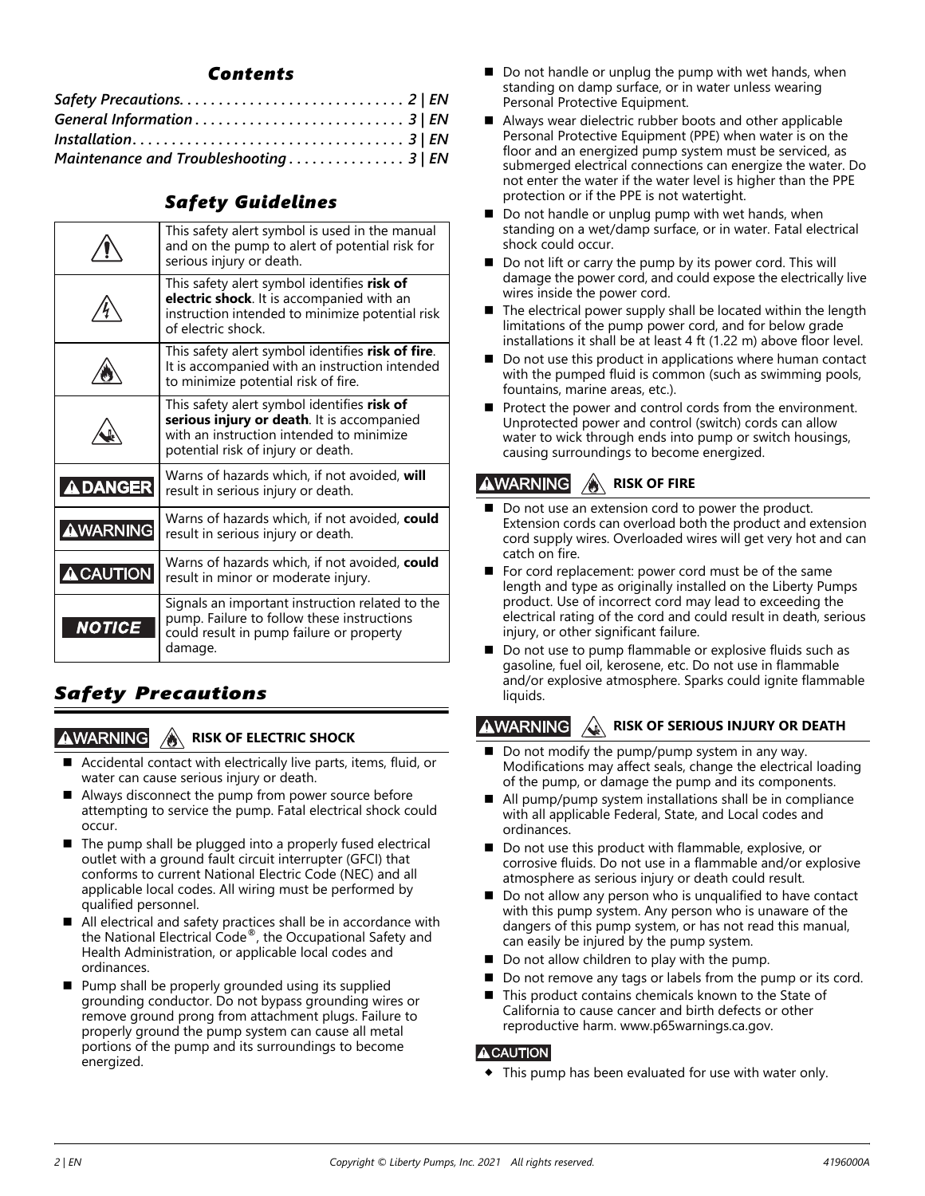## *Contents*

*Safety Precautions. . . . . . . . . . . . . . . . . . . . . . . . . . . . . 2 | EN*
*General Information . . . . . . . . . . . . . . . . . . . . . . . . . . . 3 | EN*
*Installation. . . . . . . . . . . . . . . . . . . . . . . . . . . . . . . . . . . 3 | EN*
*Maintenance and Troubleshooting . . . . . . . . . . . . . . . 3 | EN*

## *Safety Guidelines*

| | |
|---|---|
| ⚠ | This safety alert symbol is used in the manual and on the pump to alert of potential risk for serious injury or death. |
| ⚠ | This safety alert symbol identifies **risk of electric shock**. It is accompanied with an instruction intended to minimize potential risk of electric shock. |
| ⚠ | This safety alert symbol identifies **risk of fire**. It is accompanied with an instruction intended to minimize potential risk of fire. |
| ⚠ | This safety alert symbol identifies **risk of serious injury or death**. It is accompanied with an instruction intended to minimize potential risk of injury or death. |
| **⚠DANGER** | Warns of hazards which, if not avoided, **will** result in serious injury or death. |
| **⚠WARNING** | Warns of hazards which, if not avoided, **could** result in serious injury or death. |
| **⚠CAUTION** | Warns of hazards which, if not avoided, **could** result in minor or moderate injury. |
| ***NOTICE*** | Signals an important instruction related to the pump. Failure to follow these instructions could result in pump failure or property damage. |

## *Safety Precautions*

**⚠WARNING** ⚠ **RISK OF ELECTRIC SHOCK**

- Accidental contact with electrically live parts, items, fluid, or water can cause serious injury or death.
- Always disconnect the pump from power source before attempting to service the pump. Fatal electrical shock could occur.
- The pump shall be plugged into a properly fused electrical outlet with a ground fault circuit interrupter (GFCI) that conforms to current National Electric Code (NEC) and all applicable local codes. All wiring must be performed by qualified personnel.
- All electrical and safety practices shall be in accordance with the National Electrical Code®, the Occupational Safety and Health Administration, or applicable local codes and ordinances.
- Pump shall be properly grounded using its supplied grounding conductor. Do not bypass grounding wires or remove ground prong from attachment plugs. Failure to properly ground the pump system can cause all metal portions of the pump and its surroundings to become energized.
- Do not handle or unplug the pump with wet hands, when standing on damp surface, or in water unless wearing Personal Protective Equipment.
- Always wear dielectric rubber boots and other applicable Personal Protective Equipment (PPE) when water is on the floor and an energized pump system must be serviced, as submerged electrical connections can energize the water. Do not enter the water if the water level is higher than the PPE protection or if the PPE is not watertight.
- Do not handle or unplug pump with wet hands, when standing on a wet/damp surface, or in water. Fatal electrical shock could occur.
- Do not lift or carry the pump by its power cord. This will damage the power cord, and could expose the electrically live wires inside the power cord.
- The electrical power supply shall be located within the length limitations of the pump power cord, and for below grade installations it shall be at least 4 ft (1.22 m) above floor level.
- Do not use this product in applications where human contact with the pumped fluid is common (such as swimming pools, fountains, marine areas, etc.).
- Protect the power and control cords from the environment. Unprotected power and control (switch) cords can allow water to wick through ends into pump or switch housings, causing surroundings to become energized.

**⚠WARNING** ⚠ **RISK OF FIRE**

- Do not use an extension cord to power the product. Extension cords can overload both the product and extension cord supply wires. Overloaded wires will get very hot and can catch on fire.
- For cord replacement: power cord must be of the same length and type as originally installed on the Liberty Pumps product. Use of incorrect cord may lead to exceeding the electrical rating of the cord and could result in death, serious injury, or other significant failure.
- Do not use to pump flammable or explosive fluids such as gasoline, fuel oil, kerosene, etc. Do not use in flammable and/or explosive atmosphere. Sparks could ignite flammable liquids.

**⚠WARNING** ⚠ **RISK OF SERIOUS INJURY OR DEATH**

- Do not modify the pump/pump system in any way. Modifications may affect seals, change the electrical loading of the pump, or damage the pump and its components.
- All pump/pump system installations shall be in compliance with all applicable Federal, State, and Local codes and ordinances.
- Do not use this product with flammable, explosive, or corrosive fluids. Do not use in a flammable and/or explosive atmosphere as serious injury or death could result.
- Do not allow any person who is unqualified to have contact with this pump system. Any person who is unaware of the dangers of this pump system, or has not read this manual, can easily be injured by the pump system.
- Do not allow children to play with the pump.
- Do not remove any tags or labels from the pump or its cord.
- This product contains chemicals known to the State of California to cause cancer and birth defects or other reproductive harm. www.p65warnings.ca.gov.

**⚠CAUTION**

- This pump has been evaluated for use with water only.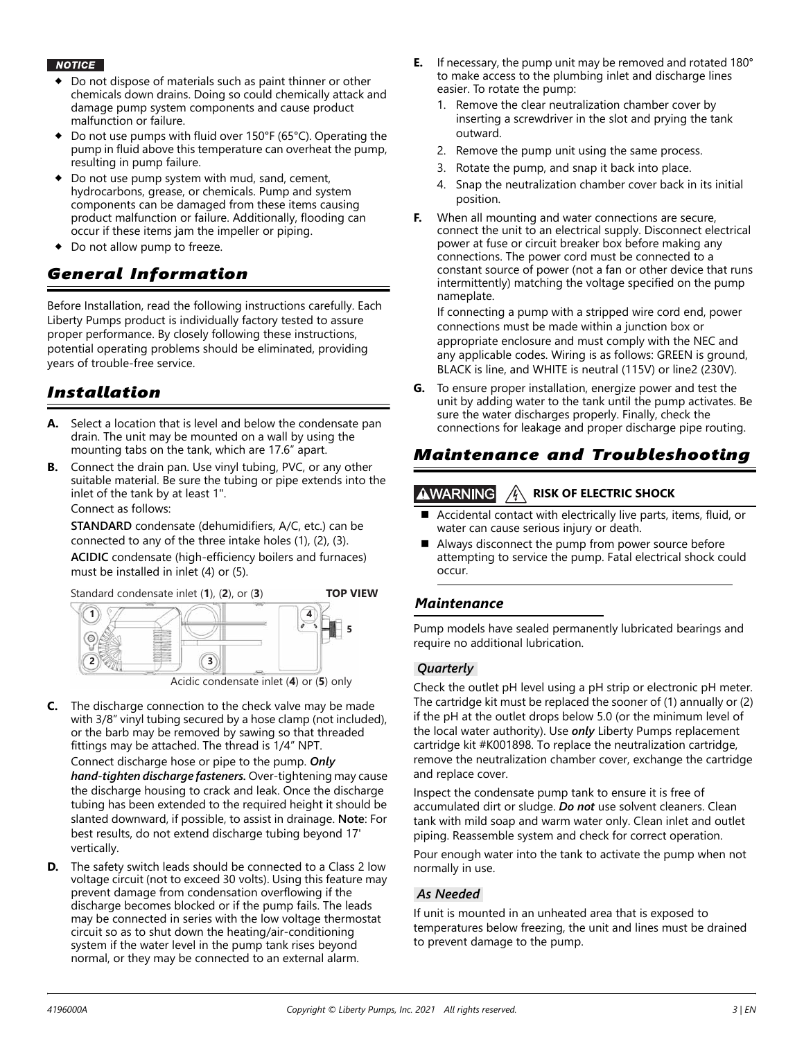**NOTICE**

- Do not dispose of materials such as paint thinner or other chemicals down drains. Doing so could chemically attack and damage pump system components and cause product malfunction or failure.
- Do not use pumps with fluid over 150°F (65°C). Operating the pump in fluid above this temperature can overheat the pump, resulting in pump failure.
- Do not use pump system with mud, sand, cement, hydrocarbons, grease, or chemicals. Pump and system components can be damaged from these items causing product malfunction or failure. Additionally, flooding can occur if these items jam the impeller or piping.
- Do not allow pump to freeze.

## General Information

Before Installation, read the following instructions carefully. Each Liberty Pumps product is individually factory tested to assure proper performance. By closely following these instructions, potential operating problems should be eliminated, providing years of trouble-free service.

## Installation

**A.** Select a location that is level and below the condensate pan drain. The unit may be mounted on a wall by using the mounting tabs on the tank, which are 17.6" apart.

**B.** Connect the drain pan. Use vinyl tubing, PVC, or any other suitable material. Be sure the tubing or pipe extends into the inlet of the tank by at least 1".

Connect as follows:

**STANDARD** condensate (dehumidifiers, A/C, etc.) can be connected to any of the three intake holes (1), (2), (3).

**ACIDIC** condensate (high-efficiency boilers and furnaces) must be installed in inlet (4) or (5).

Standard condensate inlet (**1**), (**2**), or (**3**) — **TOP VIEW**

Acidic condensate inlet (**4**) or (**5**) only

**C.** The discharge connection to the check valve may be made with 3/8" vinyl tubing secured by a hose clamp (not included), or the barb may be removed by sawing so that threaded fittings may be attached. The thread is 1/4" NPT.

Connect discharge hose or pipe to the pump. ***Only hand-tighten discharge fasteners.*** Over-tightening may cause the discharge housing to crack and leak. Once the discharge tubing has been extended to the required height it should be slanted downward, if possible, to assist in drainage. **Note**: For best results, do not extend discharge tubing beyond 17' vertically.

**D.** The safety switch leads should be connected to a Class 2 low voltage circuit (not to exceed 30 volts). Using this feature may prevent damage from condensation overflowing if the discharge becomes blocked or if the pump fails. The leads may be connected in series with the low voltage thermostat circuit so as to shut down the heating/air-conditioning system if the water level in the pump tank rises beyond normal, or they may be connected to an external alarm.

**E.** If necessary, the pump unit may be removed and rotated 180° to make access to the plumbing inlet and discharge lines easier. To rotate the pump:

1. Remove the clear neutralization chamber cover by inserting a screwdriver in the slot and prying the tank outward.
2. Remove the pump unit using the same process.
3. Rotate the pump, and snap it back into place.
4. Snap the neutralization chamber cover back in its initial position.

**F.** When all mounting and water connections are secure, connect the unit to an electrical supply. Disconnect electrical power at fuse or circuit breaker box before making any connections. The power cord must be connected to a constant source of power (not a fan or other device that runs intermittently) matching the voltage specified on the pump nameplate.

If connecting a pump with a stripped wire cord end, power connections must be made within a junction box or appropriate enclosure and must comply with the NEC and any applicable codes. Wiring is as follows: GREEN is ground, BLACK is line, and WHITE is neutral (115V) or line2 (230V).

**G.** To ensure proper installation, energize power and test the unit by adding water to the tank until the pump activates. Be sure the water discharges properly. Finally, check the connections for leakage and proper discharge pipe routing.

## Maintenance and Troubleshooting

**⚠WARNING** **RISK OF ELECTRIC SHOCK**

- Accidental contact with electrically live parts, items, fluid, or water can cause serious injury or death.
- Always disconnect the pump from power source before attempting to service the pump. Fatal electrical shock could occur.

### Maintenance

Pump models have sealed permanently lubricated bearings and require no additional lubrication.

#### Quarterly

Check the outlet pH level using a pH strip or electronic pH meter. The cartridge kit must be replaced the sooner of (1) annually or (2) if the pH at the outlet drops below 5.0 (or the minimum level of the local water authority). Use ***only*** Liberty Pumps replacement cartridge kit #K001898. To replace the neutralization cartridge, remove the neutralization chamber cover, exchange the cartridge and replace cover.

Inspect the condensate pump tank to ensure it is free of accumulated dirt or sludge. ***Do not*** use solvent cleaners. Clean tank with mild soap and warm water only. Clean inlet and outlet piping. Reassemble system and check for correct operation.

Pour enough water into the tank to activate the pump when not normally in use.

#### As Needed

If unit is mounted in an unheated area that is exposed to temperatures below freezing, the unit and lines must be drained to prevent damage to the pump.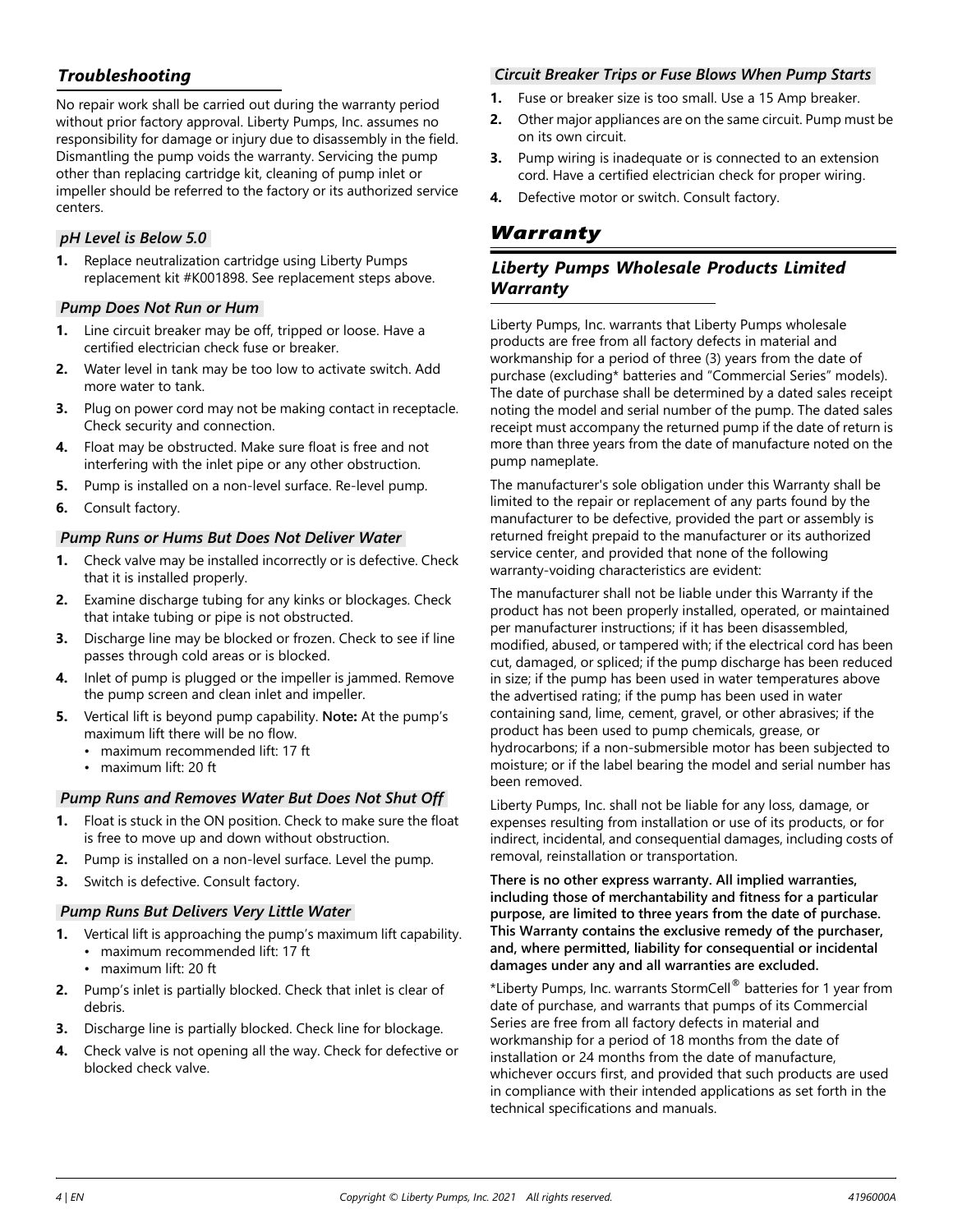## *Troubleshooting*

No repair work shall be carried out during the warranty period without prior factory approval. Liberty Pumps, Inc. assumes no responsibility for damage or injury due to disassembly in the field. Dismantling the pump voids the warranty. Servicing the pump other than replacing cartridge kit, cleaning of pump inlet or impeller should be referred to the factory or its authorized service centers.

### *pH Level is Below 5.0*

1. Replace neutralization cartridge using Liberty Pumps replacement kit #K001898. See replacement steps above.

### *Pump Does Not Run or Hum*

1. Line circuit breaker may be off, tripped or loose. Have a certified electrician check fuse or breaker.
2. Water level in tank may be too low to activate switch. Add more water to tank.
3. Plug on power cord may not be making contact in receptacle. Check security and connection.
4. Float may be obstructed. Make sure float is free and not interfering with the inlet pipe or any other obstruction.
5. Pump is installed on a non-level surface. Re-level pump.
6. Consult factory.

### *Pump Runs or Hums But Does Not Deliver Water*

1. Check valve may be installed incorrectly or is defective. Check that it is installed properly.
2. Examine discharge tubing for any kinks or blockages. Check that intake tubing or pipe is not obstructed.
3. Discharge line may be blocked or frozen. Check to see if line passes through cold areas or is blocked.
4. Inlet of pump is plugged or the impeller is jammed. Remove the pump screen and clean inlet and impeller.
5. Vertical lift is beyond pump capability. **Note:** At the pump's maximum lift there will be no flow.
   - maximum recommended lift: 17 ft
   - maximum lift: 20 ft

### *Pump Runs and Removes Water But Does Not Shut Off*

1. Float is stuck in the ON position. Check to make sure the float is free to move up and down without obstruction.
2. Pump is installed on a non-level surface. Level the pump.
3. Switch is defective. Consult factory.

### *Pump Runs But Delivers Very Little Water*

1. Vertical lift is approaching the pump's maximum lift capability.
   - maximum recommended lift: 17 ft
   - maximum lift: 20 ft
2. Pump's inlet is partially blocked. Check that inlet is clear of debris.
3. Discharge line is partially blocked. Check line for blockage.
4. Check valve is not opening all the way. Check for defective or blocked check valve.

### *Circuit Breaker Trips or Fuse Blows When Pump Starts*

1. Fuse or breaker size is too small. Use a 15 Amp breaker.
2. Other major appliances are on the same circuit. Pump must be on its own circuit.
3. Pump wiring is inadequate or is connected to an extension cord. Have a certified electrician check for proper wiring.
4. Defective motor or switch. Consult factory.

## *Warranty*

### *Liberty Pumps Wholesale Products Limited Warranty*

Liberty Pumps, Inc. warrants that Liberty Pumps wholesale products are free from all factory defects in material and workmanship for a period of three (3) years from the date of purchase (excluding* batteries and "Commercial Series" models). The date of purchase shall be determined by a dated sales receipt noting the model and serial number of the pump. The dated sales receipt must accompany the returned pump if the date of return is more than three years from the date of manufacture noted on the pump nameplate.

The manufacturer's sole obligation under this Warranty shall be limited to the repair or replacement of any parts found by the manufacturer to be defective, provided the part or assembly is returned freight prepaid to the manufacturer or its authorized service center, and provided that none of the following warranty-voiding characteristics are evident:

The manufacturer shall not be liable under this Warranty if the product has not been properly installed, operated, or maintained per manufacturer instructions; if it has been disassembled, modified, abused, or tampered with; if the electrical cord has been cut, damaged, or spliced; if the pump discharge has been reduced in size; if the pump has been used in water temperatures above the advertised rating; if the pump has been used in water containing sand, lime, cement, gravel, or other abrasives; if the product has been used to pump chemicals, grease, or hydrocarbons; if a non-submersible motor has been subjected to moisture; or if the label bearing the model and serial number has been removed.

Liberty Pumps, Inc. shall not be liable for any loss, damage, or expenses resulting from installation or use of its products, or for indirect, incidental, and consequential damages, including costs of removal, reinstallation or transportation.

**There is no other express warranty. All implied warranties, including those of merchantability and fitness for a particular purpose, are limited to three years from the date of purchase. This Warranty contains the exclusive remedy of the purchaser, and, where permitted, liability for consequential or incidental damages under any and all warranties are excluded.**

*Liberty Pumps, Inc. warrants StormCell® batteries for 1 year from date of purchase, and warrants that pumps of its Commercial Series are free from all factory defects in material and workmanship for a period of 18 months from the date of installation or 24 months from the date of manufacture, whichever occurs first, and provided that such products are used in compliance with their intended applications as set forth in the technical specifications and manuals.